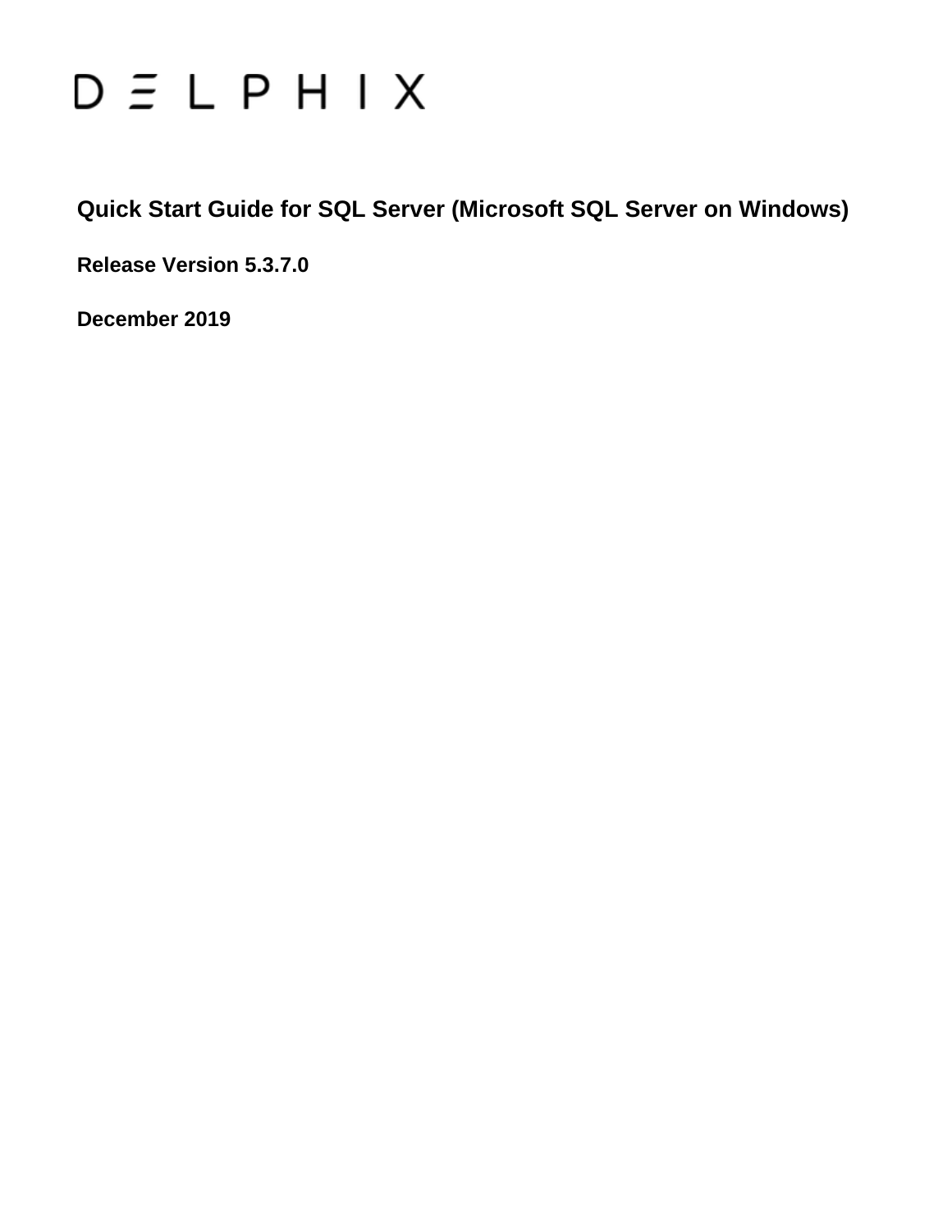# DELPHIX

## Quick Start Guide for SQL Server (Microsoft SQL Server on Windows)

**Release Version 5.3.7.0**

**December 2019**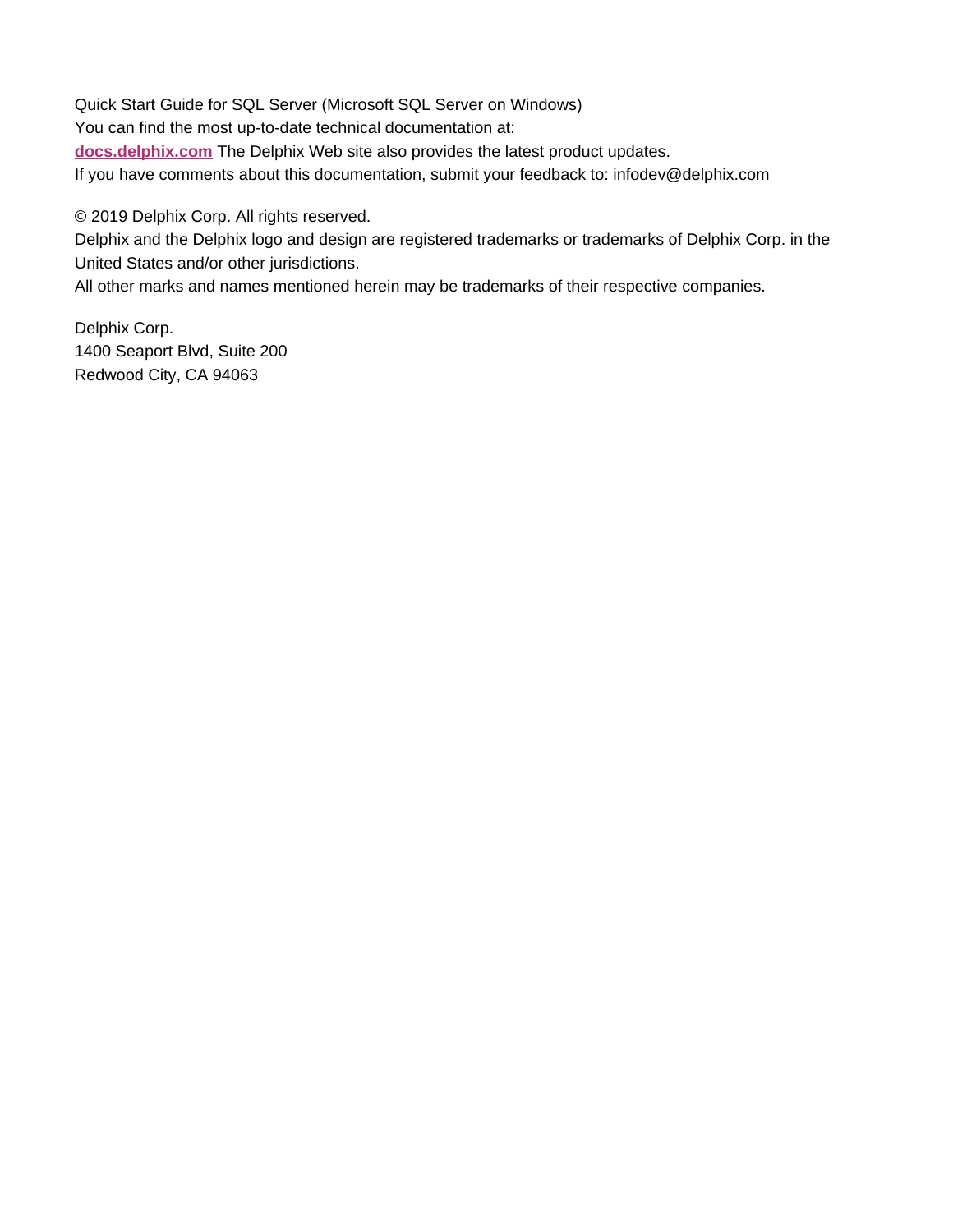Quick Start Guide for SQL Server (Microsoft SQL Server on Windows)
You can find the most up-to-date technical documentation at:
**docs.delphix.com** The Delphix Web site also provides the latest product updates.
If you have comments about this documentation, submit your feedback to: infodev@delphix.com

© 2019 Delphix Corp. All rights reserved.
Delphix and the Delphix logo and design are registered trademarks or trademarks of Delphix Corp. in the United States and/or other jurisdictions.
All other marks and names mentioned herein may be trademarks of their respective companies.

Delphix Corp.
1400 Seaport Blvd, Suite 200
Redwood City, CA 94063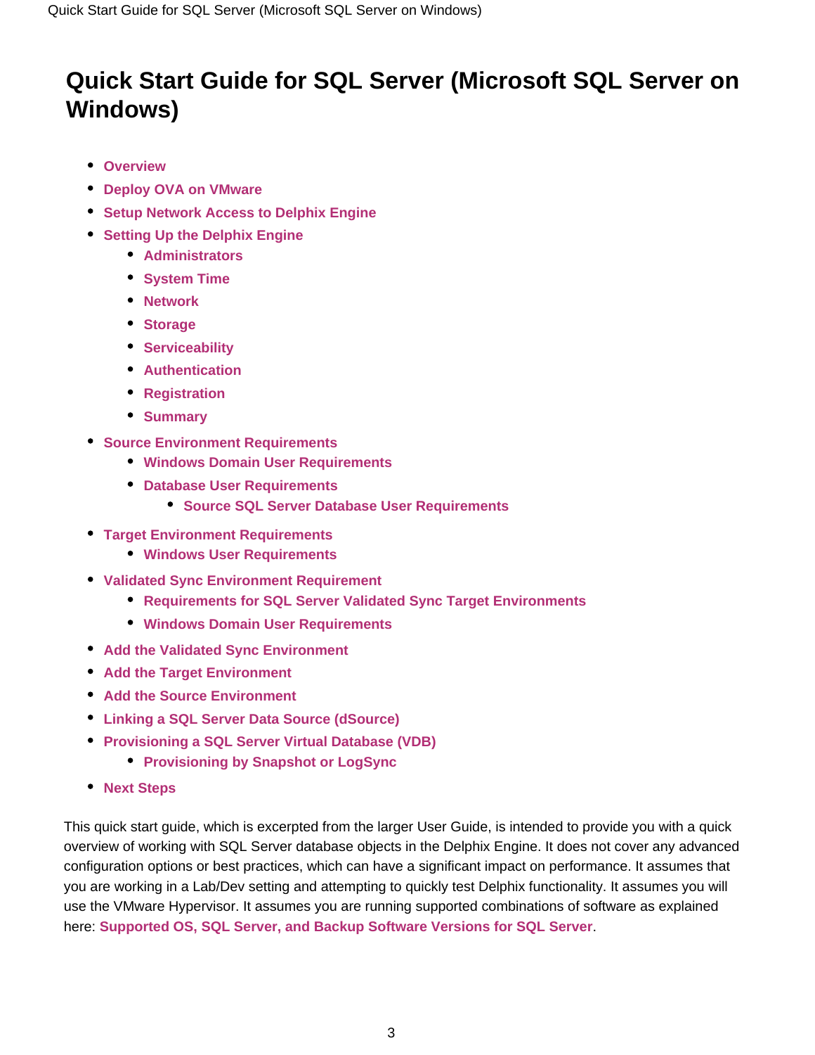# Quick Start Guide for SQL Server (Microsoft SQL Server on Windows)

- **Overview**
- **Deploy OVA on VMware**
- **Setup Network Access to Delphix Engine**
- **Setting Up the Delphix Engine**
  - **Administrators**
  - **System Time**
  - **Network**
  - **Storage**
  - **Serviceability**
  - **Authentication**
  - **Registration**
  - **Summary**
- **Source Environment Requirements**
  - **Windows Domain User Requirements**
  - **Database User Requirements**
    - **Source SQL Server Database User Requirements**
- **Target Environment Requirements**
  - **Windows User Requirements**
- **Validated Sync Environment Requirement**
  - **Requirements for SQL Server Validated Sync Target Environments**
  - **Windows Domain User Requirements**
- **Add the Validated Sync Environment**
- **Add the Target Environment**
- **Add the Source Environment**
- **Linking a SQL Server Data Source (dSource)**
- **Provisioning a SQL Server Virtual Database (VDB)**
  - **Provisioning by Snapshot or LogSync**
- **Next Steps**

This quick start guide, which is excerpted from the larger User Guide, is intended to provide you with a quick overview of working with SQL Server database objects in the Delphix Engine. It does not cover any advanced configuration options or best practices, which can have a significant impact on performance. It assumes that you are working in a Lab/Dev setting and attempting to quickly test Delphix functionality. It assumes you will use the VMware Hypervisor. It assumes you are running supported combinations of software as explained here: **Supported OS, SQL Server, and Backup Software Versions for SQL Server**.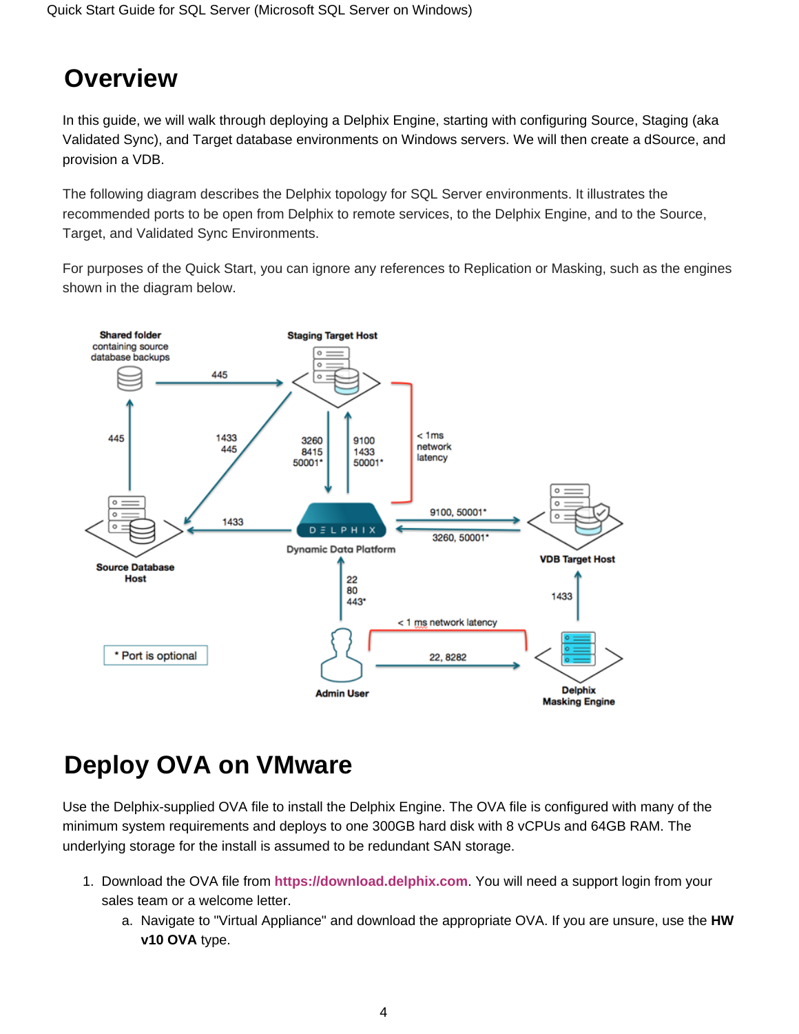# Overview

In this guide, we will walk through deploying a Delphix Engine, starting with configuring Source, Staging (aka Validated Sync), and Target database environments on Windows servers. We will then create a dSource, and provision a VDB.

The following diagram describes the Delphix topology for SQL Server environments. It illustrates the recommended ports to be open from Delphix to remote services, to the Delphix Engine, and to the Source, Target, and Validated Sync Environments.

For purposes of the Quick Start, you can ignore any references to Replication or Masking, such as the engines shown in the diagram below.

# Deploy OVA on VMware

Use the Delphix-supplied OVA file to install the Delphix Engine. The OVA file is configured with many of the minimum system requirements and deploys to one 300GB hard disk with 8 vCPUs and 64GB RAM. The underlying storage for the install is assumed to be redundant SAN storage.

1. Download the OVA file from https://download.delphix.com. You will need a support login from your sales team or a welcome letter.
    a. Navigate to "Virtual Appliance" and download the appropriate OVA. If you are unsure, use the **HW v10 OVA** type.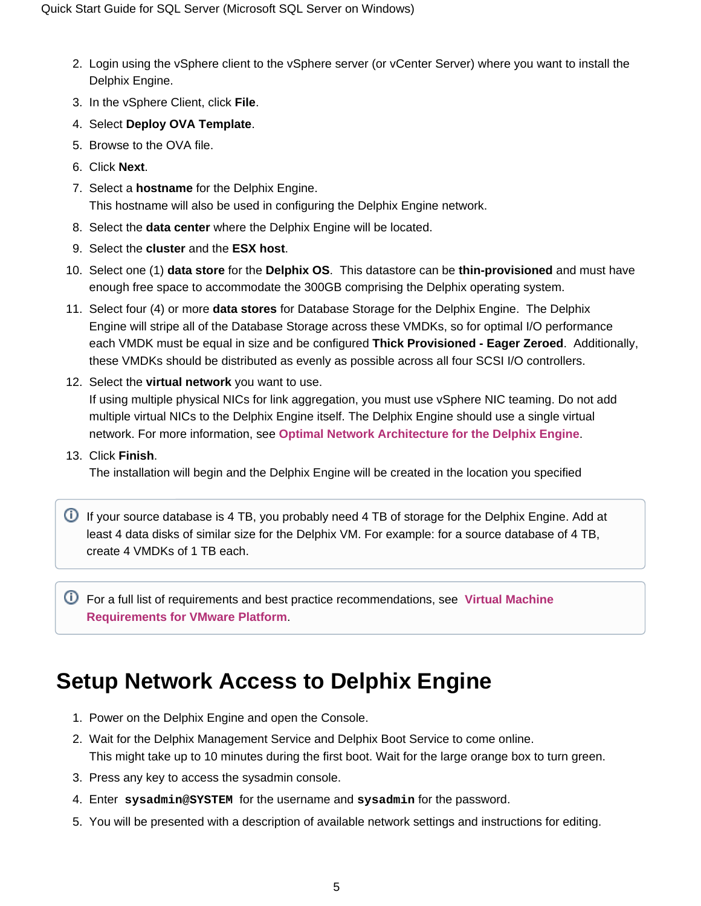2. Login using the vSphere client to the vSphere server (or vCenter Server) where you want to install the Delphix Engine.
3. In the vSphere Client, click **File**.
4. Select **Deploy OVA Template**.
5. Browse to the OVA file.
6. Click **Next**.
7. Select a **hostname** for the Delphix Engine.
   This hostname will also be used in configuring the Delphix Engine network.
8. Select the **data center** where the Delphix Engine will be located.
9. Select the **cluster** and the **ESX host**.
10. Select one (1) **data store** for the **Delphix OS**. This datastore can be **thin-provisioned** and must have enough free space to accommodate the 300GB comprising the Delphix operating system.
11. Select four (4) or more **data stores** for Database Storage for the Delphix Engine. The Delphix Engine will stripe all of the Database Storage across these VMDKs, so for optimal I/O performance each VMDK must be equal in size and be configured **Thick Provisioned - Eager Zeroed**. Additionally, these VMDKs should be distributed as evenly as possible across all four SCSI I/O controllers.
12. Select the **virtual network** you want to use.
    If using multiple physical NICs for link aggregation, you must use vSphere NIC teaming. Do not add multiple virtual NICs to the Delphix Engine itself. The Delphix Engine should use a single virtual network. For more information, see **Optimal Network Architecture for the Delphix Engine**.
13. Click **Finish**.
    The installation will begin and the Delphix Engine will be created in the location you specified

> If your source database is 4 TB, you probably need 4 TB of storage for the Delphix Engine. Add at least 4 data disks of similar size for the Delphix VM. For example: for a source database of 4 TB, create 4 VMDKs of 1 TB each.

> For a full list of requirements and best practice recommendations, see **Virtual Machine Requirements for VMware Platform**.

# Setup Network Access to Delphix Engine

1. Power on the Delphix Engine and open the Console.
2. Wait for the Delphix Management Service and Delphix Boot Service to come online.
   This might take up to 10 minutes during the first boot. Wait for the large orange box to turn green.
3. Press any key to access the sysadmin console.
4. Enter `sysadmin@SYSTEM` for the username and `sysadmin` for the password.
5. You will be presented with a description of available network settings and instructions for editing.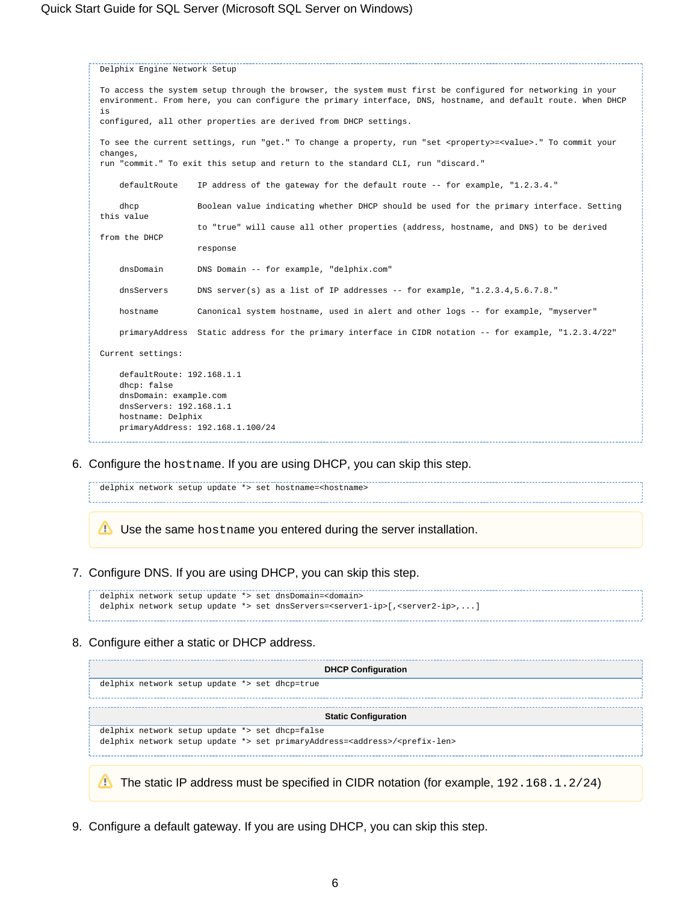```
Delphix Engine Network Setup

To access the system setup through the browser, the system must first be configured for networking in your
environment. From here, you can configure the primary interface, DNS, hostname, and default route. When DHCP
is
configured, all other properties are derived from DHCP settings.

To see the current settings, run "get." To change a property, run "set <property>=<value>." To commit your
changes,
run "commit." To exit this setup and return to the standard CLI, run "discard."

    defaultRoute    IP address of the gateway for the default route -- for example, "1.2.3.4."

    dhcp            Boolean value indicating whether DHCP should be used for the primary interface. Setting
this value
                    to "true" will cause all other properties (address, hostname, and DNS) to be derived
from the DHCP
                    response

    dnsDomain       DNS Domain -- for example, "delphix.com"

    dnsServers      DNS server(s) as a list of IP addresses -- for example, "1.2.3.4,5.6.7.8."

    hostname        Canonical system hostname, used in alert and other logs -- for example, "myserver"

    primaryAddress  Static address for the primary interface in CIDR notation -- for example, "1.2.3.4/22"

Current settings:

    defaultRoute: 192.168.1.1
    dhcp: false
    dnsDomain: example.com
    dnsServers: 192.168.1.1
    hostname: Delphix
    primaryAddress: 192.168.1.100/24
```

6. Configure the `hostname`. If you are using DHCP, you can skip this step.

```
delphix network setup update *> set hostname=<hostname>
```

> ⚠ Use the same `hostname` you entered during the server installation.

7. Configure DNS. If you are using DHCP, you can skip this step.

```
delphix network setup update *> set dnsDomain=<domain>
delphix network setup update *> set dnsServers=<server1-ip>[,<server2-ip>,...]
```

8. Configure either a static or DHCP address.

**DHCP Configuration**

```
delphix network setup update *> set dhcp=true
```

**Static Configuration**

```
delphix network setup update *> set dhcp=false
delphix network setup update *> set primaryAddress=<address>/<prefix-len>
```

> ⚠ The static IP address must be specified in CIDR notation (for example, `192.168.1.2/24`)

9. Configure a default gateway. If you are using DHCP, you can skip this step.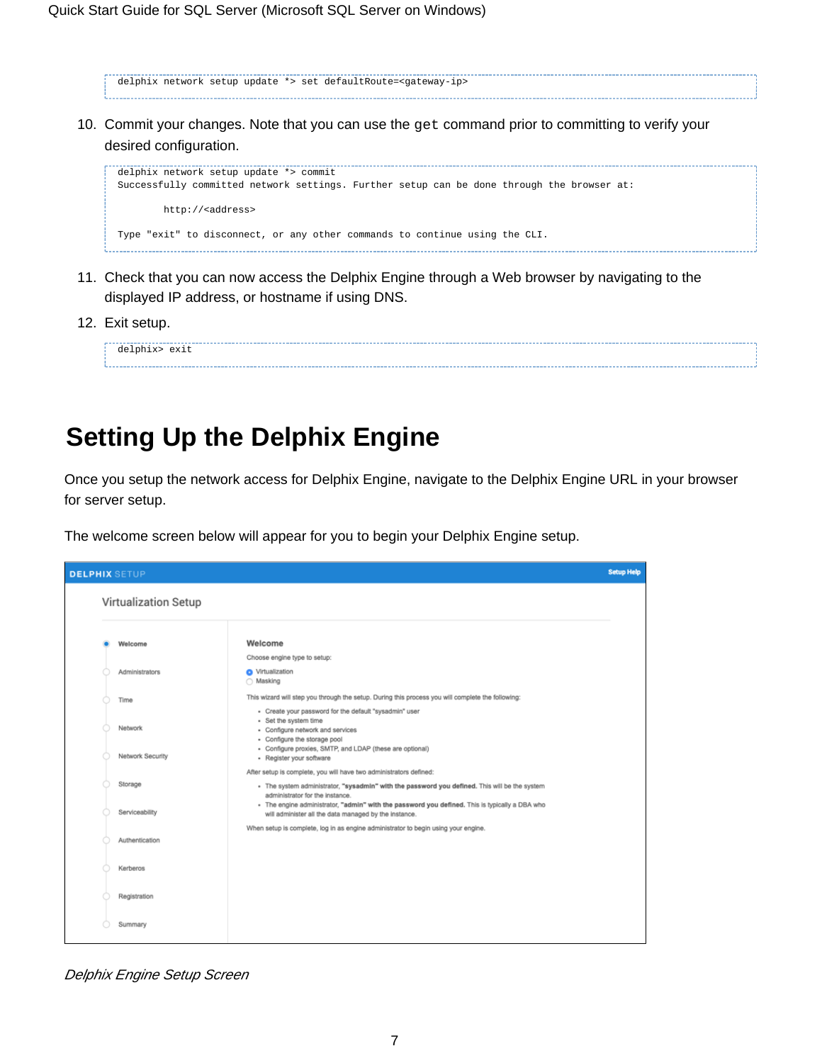```
delphix network setup update *> set defaultRoute=<gateway-ip>
```

10. Commit your changes. Note that you can use the `get` command prior to committing to verify your desired configuration.

```
delphix network setup update *> commit
Successfully committed network settings. Further setup can be done through the browser at:

        http://<address>

Type "exit" to disconnect, or any other commands to continue using the CLI.
```

11. Check that you can now access the Delphix Engine through a Web browser by navigating to the displayed IP address, or hostname if using DNS.
12. Exit setup.

```
delphix> exit
```

# Setting Up the Delphix Engine

Once you setup the network access for Delphix Engine, navigate to the Delphix Engine URL in your browser for server setup.

The welcome screen below will appear for you to begin your Delphix Engine setup.

*Delphix Engine Setup Screen*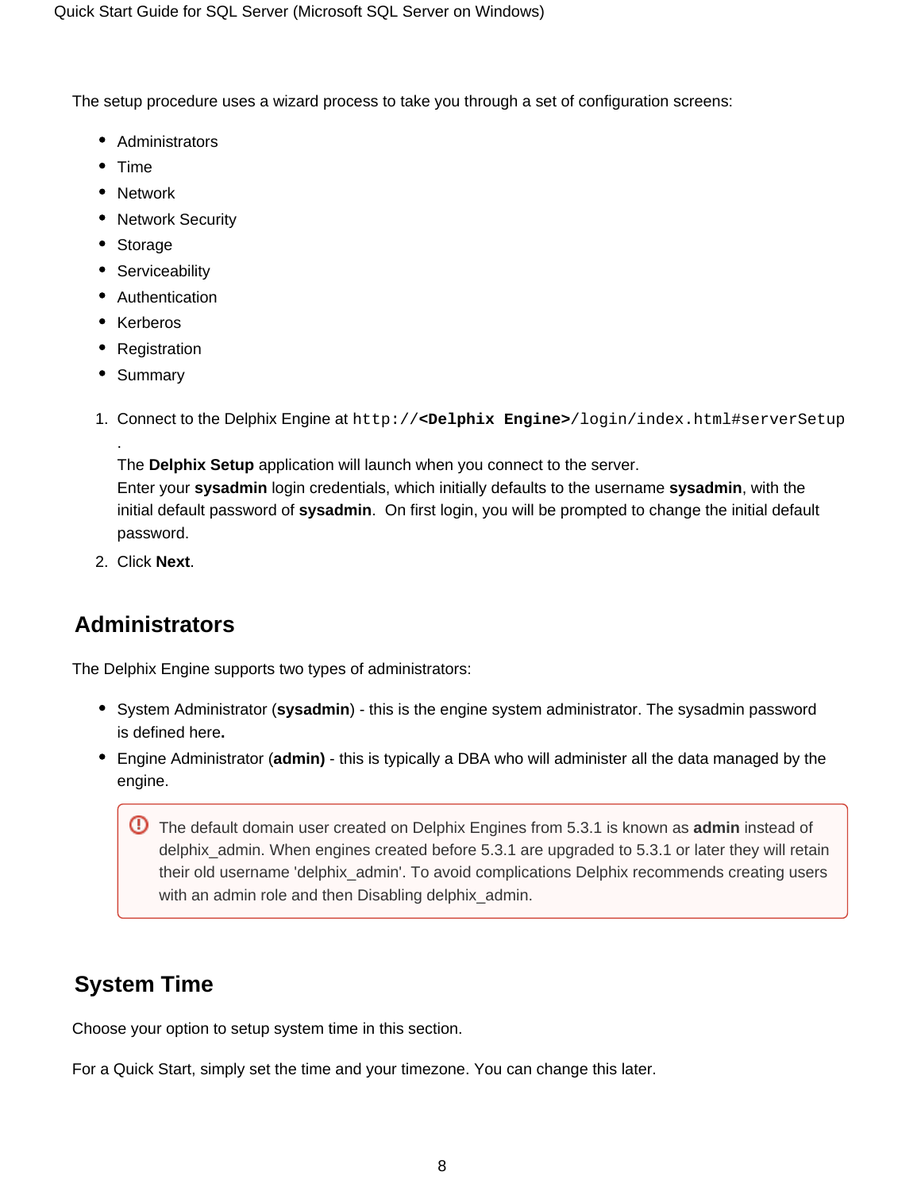The setup procedure uses a wizard process to take you through a set of configuration screens:

- Administrators
- Time
- Network
- Network Security
- Storage
- Serviceability
- Authentication
- Kerberos
- Registration
- Summary

1. Connect to the Delphix Engine at `http://`**`<Delphix Engine>`**`/login/index.html#serverSetup`.
   The **Delphix Setup** application will launch when you connect to the server.
   Enter your **sysadmin** login credentials, which initially defaults to the username **sysadmin**, with the initial default password of **sysadmin**. On first login, you will be prompted to change the initial default password.
2. Click **Next**.

## Administrators

The Delphix Engine supports two types of administrators:

- System Administrator (**sysadmin**) - this is the engine system administrator. The sysadmin password is defined here**.**
- Engine Administrator (**admin)** - this is typically a DBA who will administer all the data managed by the engine.

> The default domain user created on Delphix Engines from 5.3.1 is known as **admin** instead of delphix_admin. When engines created before 5.3.1 are upgraded to 5.3.1 or later they will retain their old username 'delphix_admin'. To avoid complications Delphix recommends creating users with an admin role and then Disabling delphix_admin.

## System Time

Choose your option to setup system time in this section.

For a Quick Start, simply set the time and your timezone. You can change this later.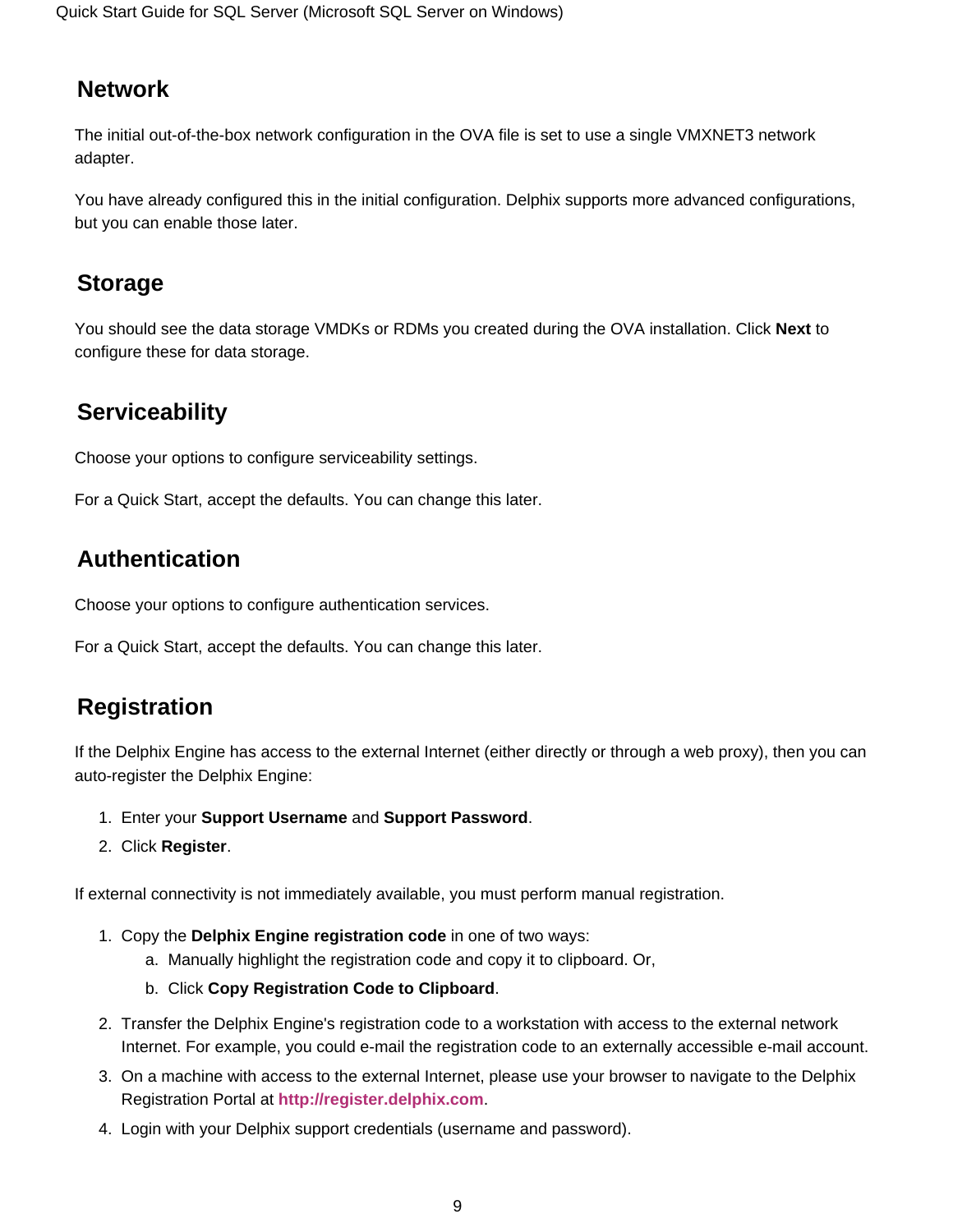## Network

The initial out-of-the-box network configuration in the OVA file is set to use a single VMXNET3 network adapter.

You have already configured this in the initial configuration. Delphix supports more advanced configurations, but you can enable those later.

## Storage

You should see the data storage VMDKs or RDMs you created during the OVA installation. Click **Next** to configure these for data storage.

## Serviceability

Choose your options to configure serviceability settings.

For a Quick Start, accept the defaults. You can change this later.

## Authentication

Choose your options to configure authentication services.

For a Quick Start, accept the defaults. You can change this later.

## Registration

If the Delphix Engine has access to the external Internet (either directly or through a web proxy), then you can auto-register the Delphix Engine:

1. Enter your **Support Username** and **Support Password**.
2. Click **Register**.

If external connectivity is not immediately available, you must perform manual registration.

1. Copy the **Delphix Engine registration code** in one of two ways:
   a. Manually highlight the registration code and copy it to clipboard. Or,
   b. Click **Copy Registration Code to Clipboard**.
2. Transfer the Delphix Engine's registration code to a workstation with access to the external network Internet. For example, you could e-mail the registration code to an externally accessible e-mail account.
3. On a machine with access to the external Internet, please use your browser to navigate to the Delphix Registration Portal at **http://register.delphix.com**.
4. Login with your Delphix support credentials (username and password).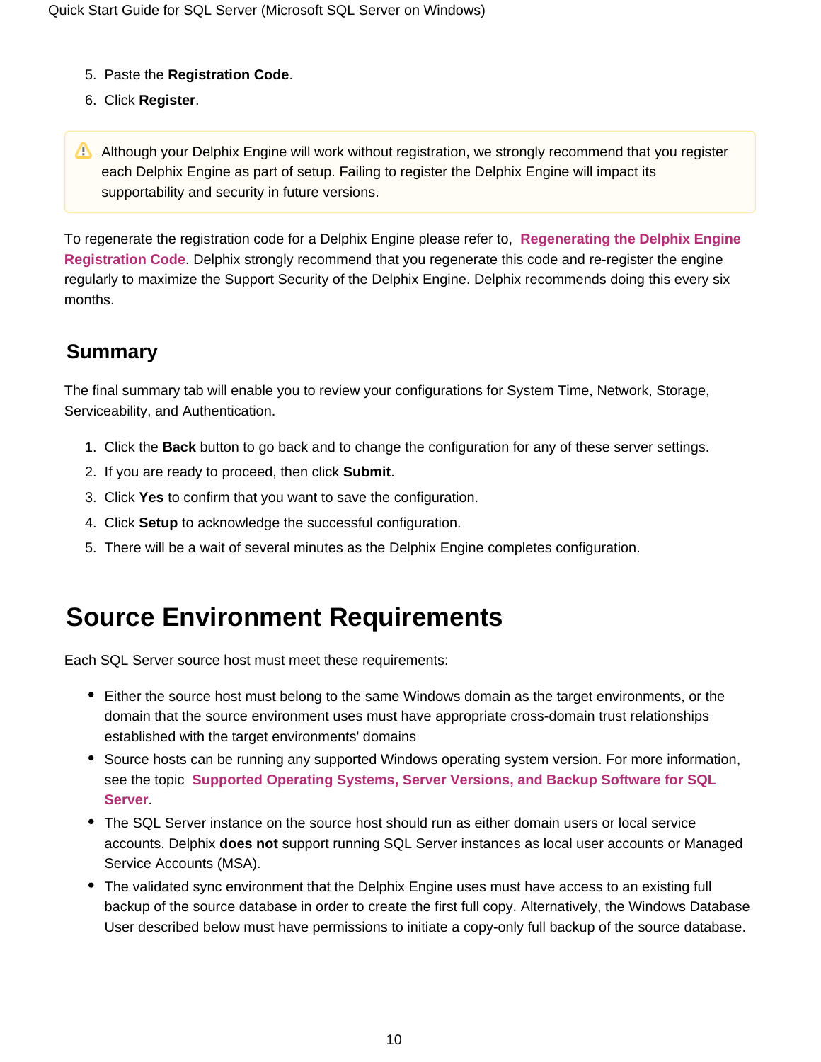5. Paste the **Registration Code**.
6. Click **Register**.

> ⚠ Although your Delphix Engine will work without registration, we strongly recommend that you register each Delphix Engine as part of setup. Failing to register the Delphix Engine will impact its supportability and security in future versions.

To regenerate the registration code for a Delphix Engine please refer to, **Regenerating the Delphix Engine Registration Code**. Delphix strongly recommend that you regenerate this code and re-register the engine regularly to maximize the Support Security of the Delphix Engine. Delphix recommends doing this every six months.

## Summary

The final summary tab will enable you to review your configurations for System Time, Network, Storage, Serviceability, and Authentication.

1. Click the **Back** button to go back and to change the configuration for any of these server settings.
2. If you are ready to proceed, then click **Submit**.
3. Click **Yes** to confirm that you want to save the configuration.
4. Click **Setup** to acknowledge the successful configuration.
5. There will be a wait of several minutes as the Delphix Engine completes configuration.

# Source Environment Requirements

Each SQL Server source host must meet these requirements:

- Either the source host must belong to the same Windows domain as the target environments, or the domain that the source environment uses must have appropriate cross-domain trust relationships established with the target environments' domains
- Source hosts can be running any supported Windows operating system version. For more information, see the topic **Supported Operating Systems, Server Versions, and Backup Software for SQL Server**.
- The SQL Server instance on the source host should run as either domain users or local service accounts. Delphix **does not** support running SQL Server instances as local user accounts or Managed Service Accounts (MSA).
- The validated sync environment that the Delphix Engine uses must have access to an existing full backup of the source database in order to create the first full copy. Alternatively, the Windows Database User described below must have permissions to initiate a copy-only full backup of the source database.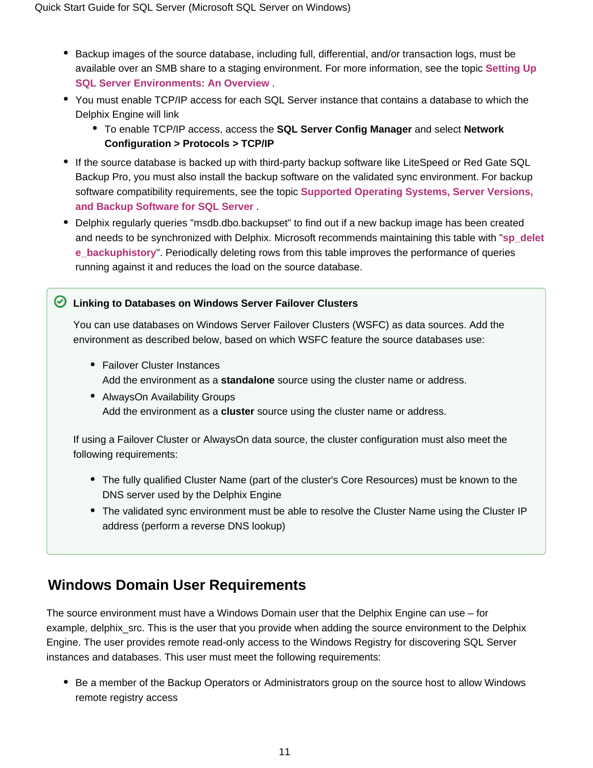- Backup images of the source database, including full, differential, and/or transaction logs, must be available over an SMB share to a staging environment. For more information, see the topic **Setting Up SQL Server Environments: An Overview** .
- You must enable TCP/IP access for each SQL Server instance that contains a database to which the Delphix Engine will link
  - To enable TCP/IP access, access the **SQL Server Config Manager** and select **Network Configuration > Protocols > TCP/IP**
- If the source database is backed up with third-party backup software like LiteSpeed or Red Gate SQL Backup Pro, you must also install the backup software on the validated sync environment. For backup software compatibility requirements, see the topic **Supported Operating Systems, Server Versions, and Backup Software for SQL Server** .
- Delphix regularly queries "msdb.dbo.backupset" to find out if a new backup image has been created and needs to be synchronized with Delphix. Microsoft recommends maintaining this table with "**sp_delete_backuphistory**". Periodically deleting rows from this table improves the performance of queries running against it and reduces the load on the source database.

**Linking to Databases on Windows Server Failover Clusters**

You can use databases on Windows Server Failover Clusters (WSFC) as data sources. Add the environment as described below, based on which WSFC feature the source databases use:

- Failover Cluster Instances
  Add the environment as a **standalone** source using the cluster name or address.
- AlwaysOn Availability Groups
  Add the environment as a **cluster** source using the cluster name or address.

If using a Failover Cluster or AlwaysOn data source, the cluster configuration must also meet the following requirements:

- The fully qualified Cluster Name (part of the cluster's Core Resources) must be known to the DNS server used by the Delphix Engine
- The validated sync environment must be able to resolve the Cluster Name using the Cluster IP address (perform a reverse DNS lookup)

## Windows Domain User Requirements

The source environment must have a Windows Domain user that the Delphix Engine can use – for example, delphix_src. This is the user that you provide when adding the source environment to the Delphix Engine. The user provides remote read-only access to the Windows Registry for discovering SQL Server instances and databases. This user must meet the following requirements:

- Be a member of the Backup Operators or Administrators group on the source host to allow Windows remote registry access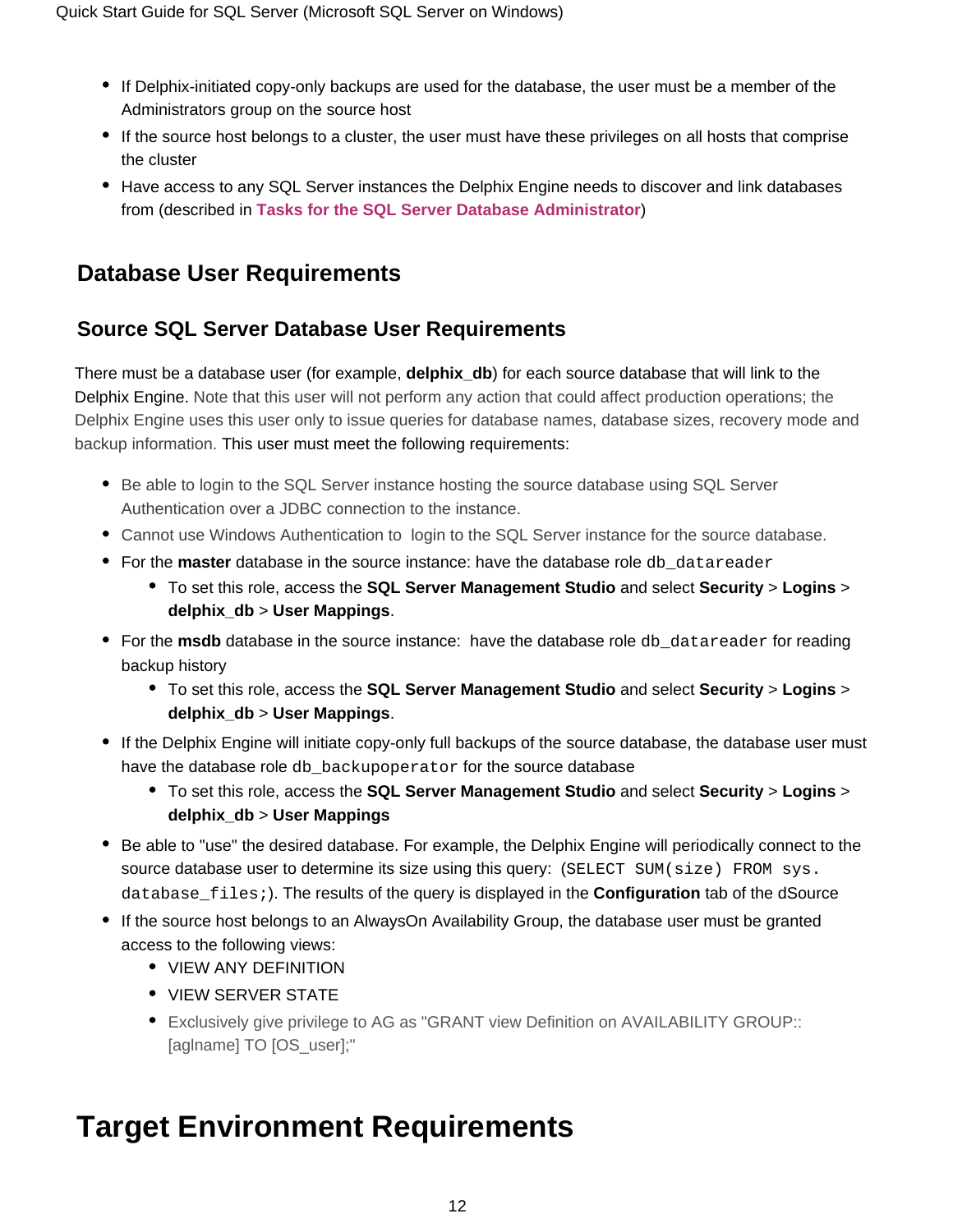- If Delphix-initiated copy-only backups are used for the database, the user must be a member of the Administrators group on the source host
- If the source host belongs to a cluster, the user must have these privileges on all hosts that comprise the cluster
- Have access to any SQL Server instances the Delphix Engine needs to discover and link databases from (described in **Tasks for the SQL Server Database Administrator**)

## Database User Requirements

### Source SQL Server Database User Requirements

There must be a database user (for example, **delphix_db**) for each source database that will link to the Delphix Engine. Note that this user will not perform any action that could affect production operations; the Delphix Engine uses this user only to issue queries for database names, database sizes, recovery mode and backup information. This user must meet the following requirements:

- Be able to login to the SQL Server instance hosting the source database using SQL Server Authentication over a JDBC connection to the instance.
- Cannot use Windows Authentication to login to the SQL Server instance for the source database.
- For the **master** database in the source instance: have the database role `db_datareader`
  - To set this role, access the **SQL Server Management Studio** and select **Security** > **Logins** > **delphix_db** > **User Mappings**.
- For the **msdb** database in the source instance: have the database role `db_datareader` for reading backup history
  - To set this role, access the **SQL Server Management Studio** and select **Security** > **Logins** > **delphix_db** > **User Mappings**.
- If the Delphix Engine will initiate copy-only full backups of the source database, the database user must have the database role `db_backupoperator` for the source database
  - To set this role, access the **SQL Server Management Studio** and select **Security** > **Logins** > **delphix_db** > **User Mappings**
- Be able to "use" the desired database. For example, the Delphix Engine will periodically connect to the source database user to determine its size using this query: (`SELECT SUM(size) FROM sys.database_files;`). The results of the query is displayed in the **Configuration** tab of the dSource
- If the source host belongs to an AlwaysOn Availability Group, the database user must be granted access to the following views:
  - VIEW ANY DEFINITION
  - VIEW SERVER STATE
  - Exclusively give privilege to AG as "GRANT view Definition on AVAILABILITY GROUP::[aglname] TO [OS_user];"

# Target Environment Requirements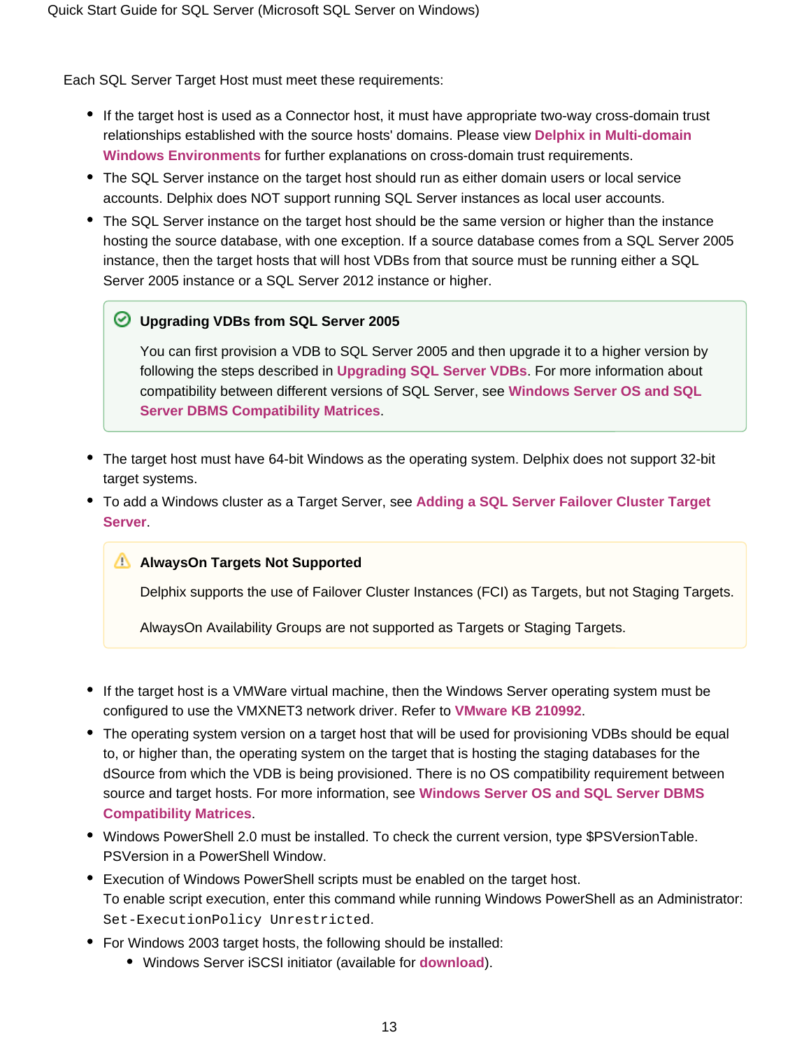Each SQL Server Target Host must meet these requirements:

- If the target host is used as a Connector host, it must have appropriate two-way cross-domain trust relationships established with the source hosts' domains. Please view **Delphix in Multi-domain Windows Environments** for further explanations on cross-domain trust requirements.
- The SQL Server instance on the target host should run as either domain users or local service accounts. Delphix does NOT support running SQL Server instances as local user accounts.
- The SQL Server instance on the target host should be the same version or higher than the instance hosting the source database, with one exception. If a source database comes from a SQL Server 2005 instance, then the target hosts that will host VDBs from that source must be running either a SQL Server 2005 instance or a SQL Server 2012 instance or higher.

> **Upgrading VDBs from SQL Server 2005**
>
> You can first provision a VDB to SQL Server 2005 and then upgrade it to a higher version by following the steps described in **Upgrading SQL Server VDBs**. For more information about compatibility between different versions of SQL Server, see **Windows Server OS and SQL Server DBMS Compatibility Matrices**.

- The target host must have 64-bit Windows as the operating system. Delphix does not support 32-bit target systems.
- To add a Windows cluster as a Target Server, see **Adding a SQL Server Failover Cluster Target Server**.

> **AlwaysOn Targets Not Supported**
>
> Delphix supports the use of Failover Cluster Instances (FCI) as Targets, but not Staging Targets.
>
> AlwaysOn Availability Groups are not supported as Targets or Staging Targets.

- If the target host is a VMWare virtual machine, then the Windows Server operating system must be configured to use the VMXNET3 network driver. Refer to **VMware KB 210992**.
- The operating system version on a target host that will be used for provisioning VDBs should be equal to, or higher than, the operating system on the target that is hosting the staging databases for the dSource from which the VDB is being provisioned. There is no OS compatibility requirement between source and target hosts. For more information, see **Windows Server OS and SQL Server DBMS Compatibility Matrices**.
- Windows PowerShell 2.0 must be installed. To check the current version, type $PSVersionTable.PSVersion in a PowerShell Window.
- Execution of Windows PowerShell scripts must be enabled on the target host.
  To enable script execution, enter this command while running Windows PowerShell as an Administrator: `Set-ExecutionPolicy Unrestricted`.
- For Windows 2003 target hosts, the following should be installed:
  - Windows Server iSCSI initiator (available for **download**).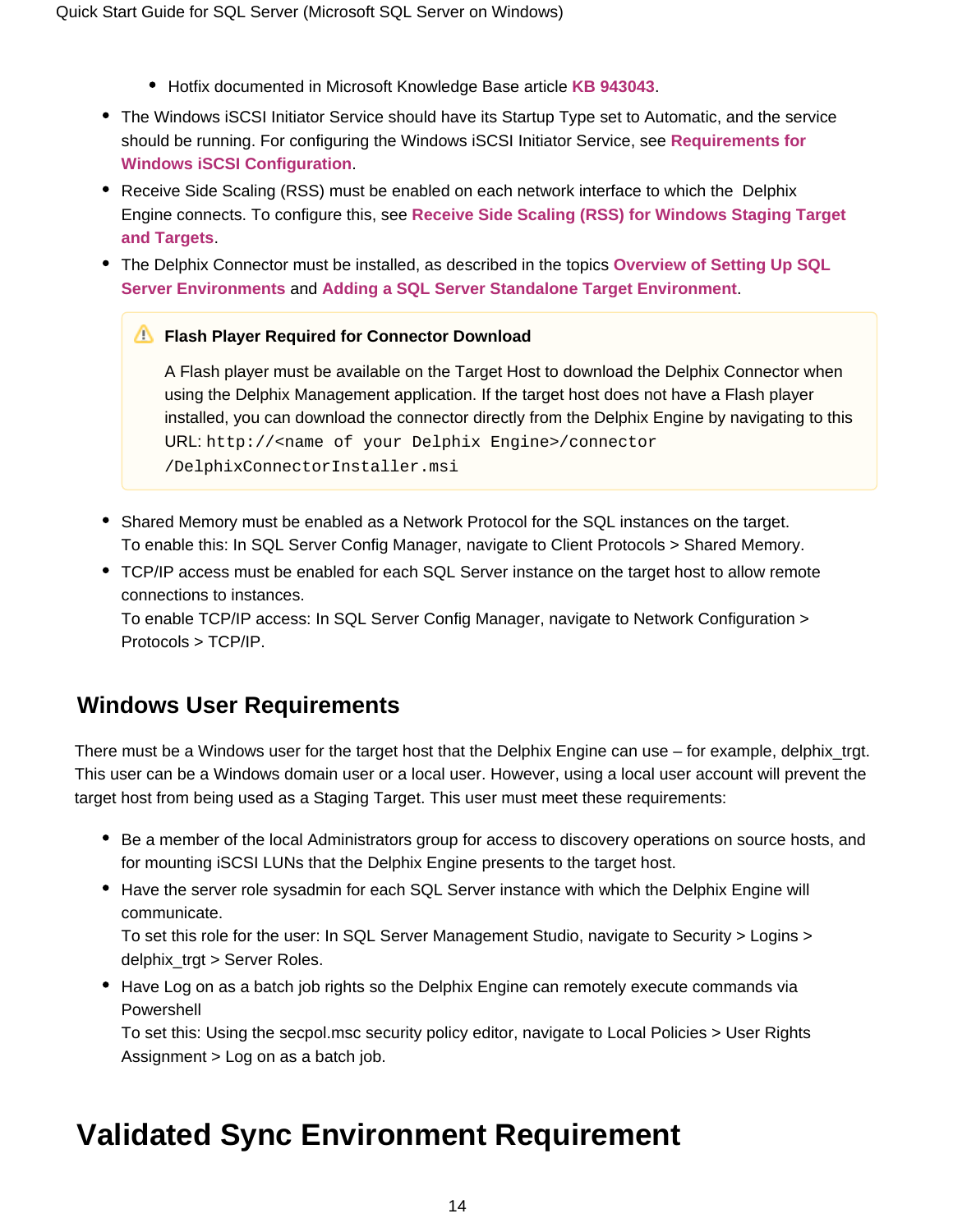- Hotfix documented in Microsoft Knowledge Base article **KB 943043**.
- The Windows iSCSI Initiator Service should have its Startup Type set to Automatic, and the service should be running. For configuring the Windows iSCSI Initiator Service, see **Requirements for Windows iSCSI Configuration**.
- Receive Side Scaling (RSS) must be enabled on each network interface to which the Delphix Engine connects. To configure this, see **Receive Side Scaling (RSS) for Windows Staging Target and Targets**.
- The Delphix Connector must be installed, as described in the topics **Overview of Setting Up SQL Server Environments** and **Adding a SQL Server Standalone Target Environment**.

> ⚠ **Flash Player Required for Connector Download**
>
> A Flash player must be available on the Target Host to download the Delphix Connector when using the Delphix Management application. If the target host does not have a Flash player installed, you can download the connector directly from the Delphix Engine by navigating to this URL: `http://<name of your Delphix Engine>/connector/DelphixConnectorInstaller.msi`

- Shared Memory must be enabled as a Network Protocol for the SQL instances on the target.
  To enable this: In SQL Server Config Manager, navigate to Client Protocols > Shared Memory.
- TCP/IP access must be enabled for each SQL Server instance on the target host to allow remote connections to instances.
  To enable TCP/IP access: In SQL Server Config Manager, navigate to Network Configuration > Protocols > TCP/IP.

## Windows User Requirements

There must be a Windows user for the target host that the Delphix Engine can use – for example, delphix_trgt. This user can be a Windows domain user or a local user. However, using a local user account will prevent the target host from being used as a Staging Target. This user must meet these requirements:

- Be a member of the local Administrators group for access to discovery operations on source hosts, and for mounting iSCSI LUNs that the Delphix Engine presents to the target host.
- Have the server role sysadmin for each SQL Server instance with which the Delphix Engine will communicate.
  To set this role for the user: In SQL Server Management Studio, navigate to Security > Logins > delphix_trgt > Server Roles.
- Have Log on as a batch job rights so the Delphix Engine can remotely execute commands via Powershell
  To set this: Using the secpol.msc security policy editor, navigate to Local Policies > User Rights Assignment > Log on as a batch job.

# Validated Sync Environment Requirement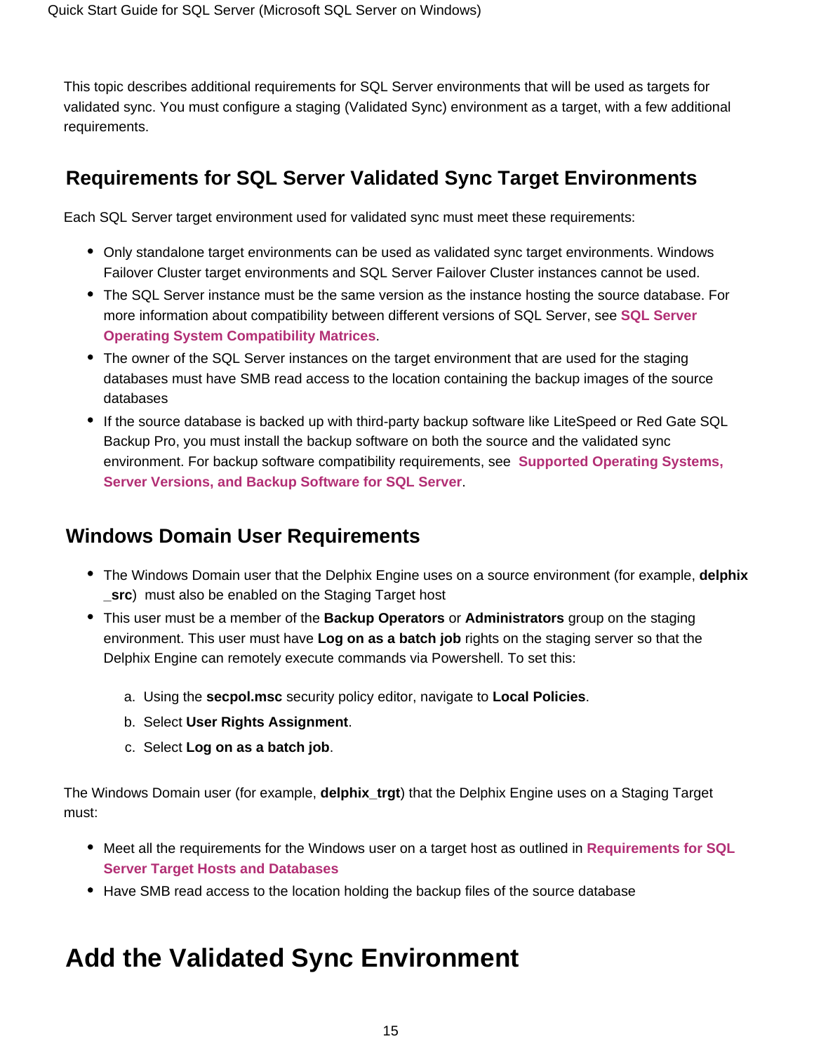This topic describes additional requirements for SQL Server environments that will be used as targets for validated sync. You must configure a staging (Validated Sync) environment as a target, with a few additional requirements.

## Requirements for SQL Server Validated Sync Target Environments

Each SQL Server target environment used for validated sync must meet these requirements:

- Only standalone target environments can be used as validated sync target environments. Windows Failover Cluster target environments and SQL Server Failover Cluster instances cannot be used.
- The SQL Server instance must be the same version as the instance hosting the source database. For more information about compatibility between different versions of SQL Server, see **SQL Server Operating System Compatibility Matrices**.
- The owner of the SQL Server instances on the target environment that are used for the staging databases must have SMB read access to the location containing the backup images of the source databases
- If the source database is backed up with third-party backup software like LiteSpeed or Red Gate SQL Backup Pro, you must install the backup software on both the source and the validated sync environment. For backup software compatibility requirements, see **Supported Operating Systems, Server Versions, and Backup Software for SQL Server**.

## Windows Domain User Requirements

- The Windows Domain user that the Delphix Engine uses on a source environment (for example, **delphix_src**) must also be enabled on the Staging Target host
- This user must be a member of the **Backup Operators** or **Administrators** group on the staging environment. This user must have **Log on as a batch job** rights on the staging server so that the Delphix Engine can remotely execute commands via Powershell. To set this:

    a. Using the **secpol.msc** security policy editor, navigate to **Local Policies**.
    b. Select **User Rights Assignment**.
    c. Select **Log on as a batch job**.

The Windows Domain user (for example, **delphix_trgt**) that the Delphix Engine uses on a Staging Target must:

- Meet all the requirements for the Windows user on a target host as outlined in **Requirements for SQL Server Target Hosts and Databases**
- Have SMB read access to the location holding the backup files of the source database

# Add the Validated Sync Environment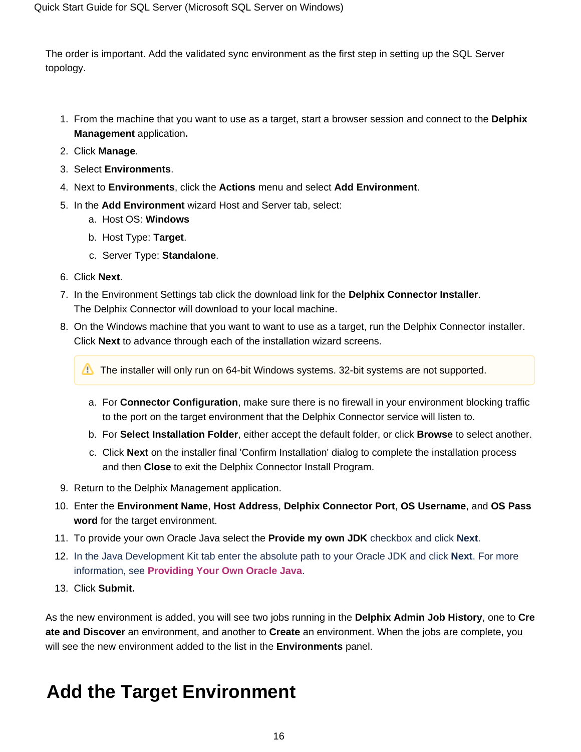The order is important. Add the validated sync environment as the first step in setting up the SQL Server topology.

1. From the machine that you want to use as a target, start a browser session and connect to the **Delphix Management** application**.**
2. Click **Manage**.
3. Select **Environments**.
4. Next to **Environments**, click the **Actions** menu and select **Add Environment**.
5. In the **Add Environment** wizard Host and Server tab, select:
    a. Host OS: **Windows**
    b. Host Type: **Target**.
    c. Server Type: **Standalone**.
6. Click **Next**.
7. In the Environment Settings tab click the download link for the **Delphix Connector Installer**. The Delphix Connector will download to your local machine.
8. On the Windows machine that you want to want to use as a target, run the Delphix Connector installer. Click **Next** to advance through each of the installation wizard screens.

    > ⚠ The installer will only run on 64-bit Windows systems. 32-bit systems are not supported.

    a. For **Connector Configuration**, make sure there is no firewall in your environment blocking traffic to the port on the target environment that the Delphix Connector service will listen to.
    b. For **Select Installation Folder**, either accept the default folder, or click **Browse** to select another.
    c. Click **Next** on the installer final 'Confirm Installation' dialog to complete the installation process and then **Close** to exit the Delphix Connector Install Program.
9. Return to the Delphix Management application.
10. Enter the **Environment Name**, **Host Address**, **Delphix Connector Port**, **OS Username**, and **OS Password** for the target environment.
11. To provide your own Oracle Java select the **Provide my own JDK** checkbox and click **Next**.
12. In the Java Development Kit tab enter the absolute path to your Oracle JDK and click **Next**. For more information, see **Providing Your Own Oracle Java**.
13. Click **Submit.**

As the new environment is added, you will see two jobs running in the **Delphix Admin Job History**, one to **Create and Discover** an environment, and another to **Create** an environment. When the jobs are complete, you will see the new environment added to the list in the **Environments** panel.

# Add the Target Environment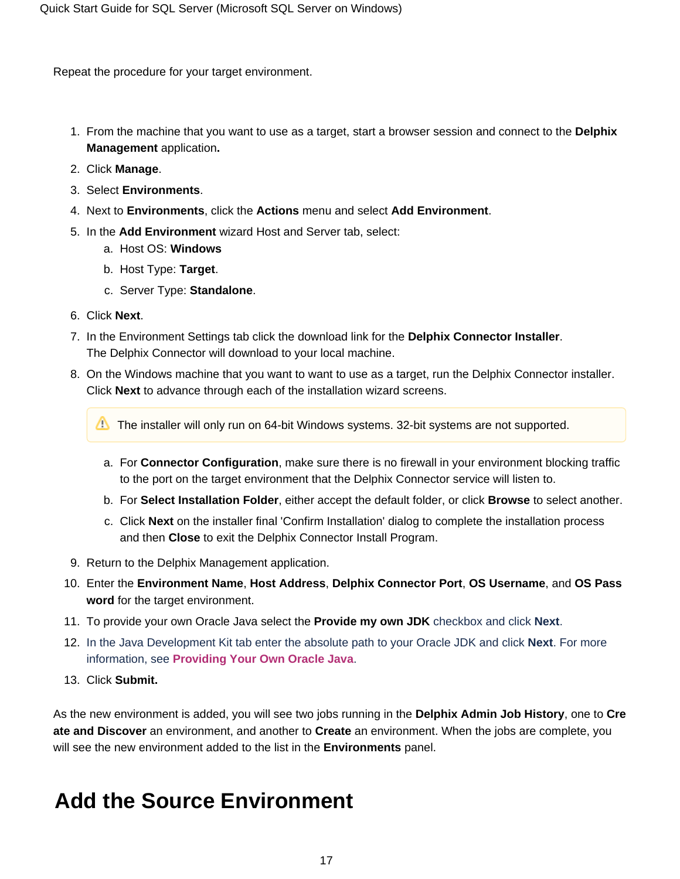Repeat the procedure for your target environment.

1. From the machine that you want to use as a target, start a browser session and connect to the **Delphix Management** application**.**
2. Click **Manage**.
3. Select **Environments**.
4. Next to **Environments**, click the **Actions** menu and select **Add Environment**.
5. In the **Add Environment** wizard Host and Server tab, select:
   a. Host OS: **Windows**
   b. Host Type: **Target**.
   c. Server Type: **Standalone**.
6. Click **Next**.
7. In the Environment Settings tab click the download link for the **Delphix Connector Installer**. The Delphix Connector will download to your local machine.
8. On the Windows machine that you want to want to use as a target, run the Delphix Connector installer. Click **Next** to advance through each of the installation wizard screens.

   > ⚠ The installer will only run on 64-bit Windows systems. 32-bit systems are not supported.

   a. For **Connector Configuration**, make sure there is no firewall in your environment blocking traffic to the port on the target environment that the Delphix Connector service will listen to.
   b. For **Select Installation Folder**, either accept the default folder, or click **Browse** to select another.
   c. Click **Next** on the installer final 'Confirm Installation' dialog to complete the installation process and then **Close** to exit the Delphix Connector Install Program.
9. Return to the Delphix Management application.
10. Enter the **Environment Name**, **Host Address**, **Delphix Connector Port**, **OS Username**, and **OS Password** for the target environment.
11. To provide your own Oracle Java select the **Provide my own JDK** checkbox and click **Next**.
12. In the Java Development Kit tab enter the absolute path to your Oracle JDK and click **Next**. For more information, see **Providing Your Own Oracle Java**.
13. Click **Submit.**

As the new environment is added, you will see two jobs running in the **Delphix Admin Job History**, one to **Create and Discover** an environment, and another to **Create** an environment. When the jobs are complete, you will see the new environment added to the list in the **Environments** panel.

# Add the Source Environment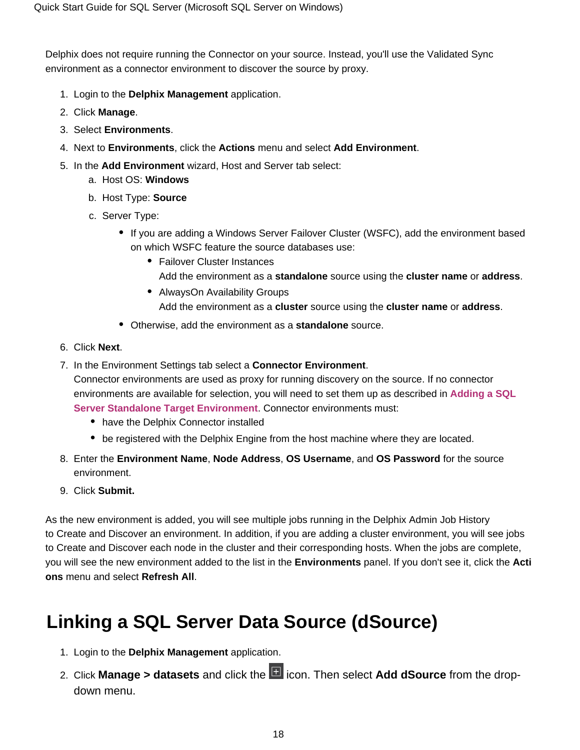Delphix does not require running the Connector on your source. Instead, you'll use the Validated Sync environment as a connector environment to discover the source by proxy.

1. Login to the **Delphix Management** application.
2. Click **Manage**.
3. Select **Environments**.
4. Next to **Environments**, click the **Actions** menu and select **Add Environment**.
5. In the **Add Environment** wizard, Host and Server tab select:
    a. Host OS: **Windows**
    b. Host Type: **Source**
    c. Server Type:
        - If you are adding a Windows Server Failover Cluster (WSFC), add the environment based on which WSFC feature the source databases use:
            - Failover Cluster Instances
              Add the environment as a **standalone** source using the **cluster name** or **address**.
            - AlwaysOn Availability Groups
              Add the environment as a **cluster** source using the **cluster name** or **address**.
        - Otherwise, add the environment as a **standalone** source.
6. Click **Next**.
7. In the Environment Settings tab select a **Connector Environment**.
   Connector environments are used as proxy for running discovery on the source. If no connector environments are available for selection, you will need to set them up as described in **Adding a SQL Server Standalone Target Environment**. Connector environments must:
    - have the Delphix Connector installed
    - be registered with the Delphix Engine from the host machine where they are located.
8. Enter the **Environment Name**, **Node Address**, **OS Username**, and **OS Password** for the source environment.
9. Click **Submit.**

As the new environment is added, you will see multiple jobs running in the Delphix Admin Job History to Create and Discover an environment. In addition, if you are adding a cluster environment, you will see jobs to Create and Discover each node in the cluster and their corresponding hosts. When the jobs are complete, you will see the new environment added to the list in the **Environments** panel. If you don't see it, click the **Actions** menu and select **Refresh All**.

# Linking a SQL Server Data Source (dSource)

1. Login to the **Delphix Management** application.
2. Click **Manage > datasets** and click the ⊞ icon. Then select **Add dSource** from the drop-down menu.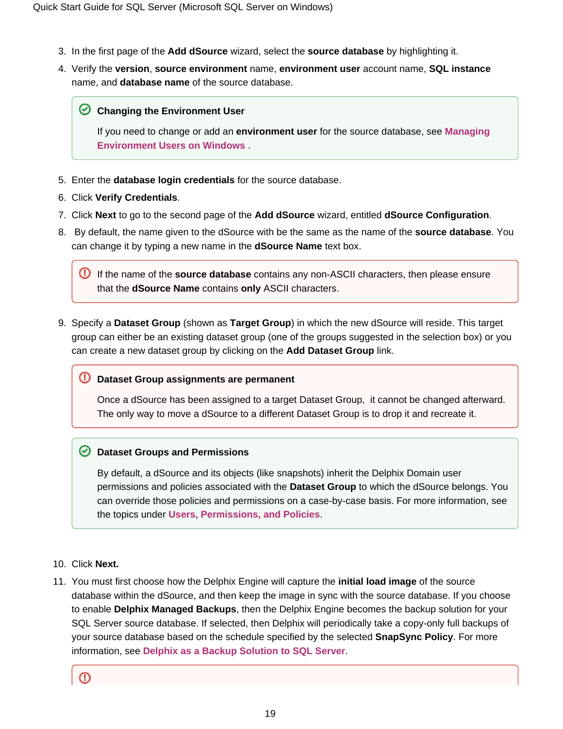3. In the first page of the **Add dSource** wizard, select the **source database** by highlighting it.
4. Verify the **version**, **source environment** name, **environment user** account name, **SQL instance** name, and **database name** of the source database.

   > **Changing the Environment User**
   >
   > If you need to change or add an **environment user** for the source database, see **Managing Environment Users on Windows** .

5. Enter the **database login credentials** for the source database.
6. Click **Verify Credentials**.
7. Click **Next** to go to the second page of the **Add dSource** wizard, entitled **dSource Configuration**.
8. By default, the name given to the dSource with be the same as the name of the **source database**. You can change it by typing a new name in the **dSource Name** text box.

   > If the name of the **source database** contains any non-ASCII characters, then please ensure that the **dSource Name** contains **only** ASCII characters.

9. Specify a **Dataset Group** (shown as **Target Group**) in which the new dSource will reside. This target group can either be an existing dataset group (one of the groups suggested in the selection box) or you can create a new dataset group by clicking on the **Add Dataset Group** link.

   > **Dataset Group assignments are permanent**
   >
   > Once a dSource has been assigned to a target Dataset Group, it cannot be changed afterward. The only way to move a dSource to a different Dataset Group is to drop it and recreate it.

   > **Dataset Groups and Permissions**
   >
   > By default, a dSource and its objects (like snapshots) inherit the Delphix Domain user permissions and policies associated with the **Dataset Group** to which the dSource belongs. You can override those policies and permissions on a case-by-case basis. For more information, see the topics under **Users, Permissions, and Policies**.

10. Click **Next.**
11. You must first choose how the Delphix Engine will capture the **initial load image** of the source database within the dSource, and then keep the image in sync with the source database. If you choose to enable **Delphix Managed Backups**, then the Delphix Engine becomes the backup solution for your SQL Server source database. If selected, then Delphix will periodically take a copy-only full backups of your source database based on the schedule specified by the selected **SnapSync Policy**. For more information, see **Delphix as a Backup Solution to SQL Server**.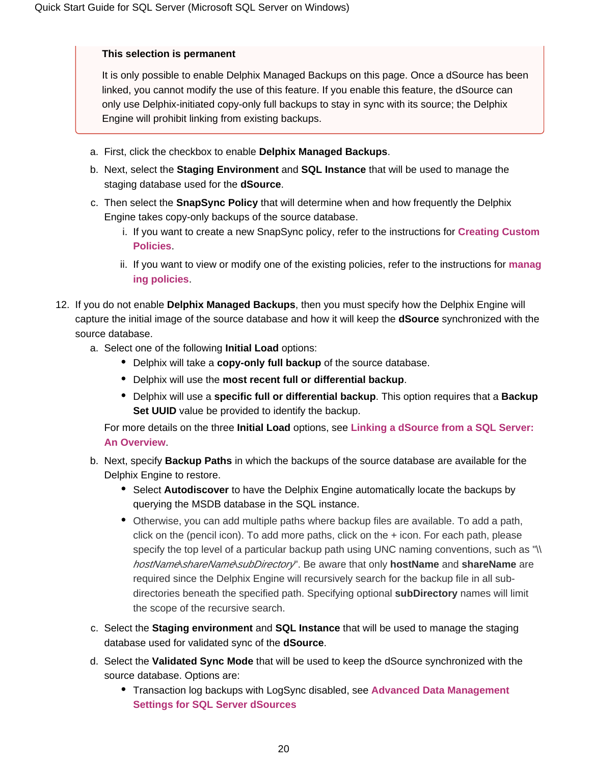> **This selection is permanent**
>
> It is only possible to enable Delphix Managed Backups on this page. Once a dSource has been linked, you cannot modify the use of this feature. If you enable this feature, the dSource can only use Delphix-initiated copy-only full backups to stay in sync with its source; the Delphix Engine will prohibit linking from existing backups.

a. First, click the checkbox to enable **Delphix Managed Backups**.

b. Next, select the **Staging Environment** and **SQL Instance** that will be used to manage the staging database used for the **dSource**.

c. Then select the **SnapSync Policy** that will determine when and how frequently the Delphix Engine takes copy-only backups of the source database.

   i. If you want to create a new SnapSync policy, refer to the instructions for **Creating Custom Policies**.

   ii. If you want to view or modify one of the existing policies, refer to the instructions for **managing policies**.

12. If you do not enable **Delphix Managed Backups**, then you must specify how the Delphix Engine will capture the initial image of the source database and how it will keep the **dSource** synchronized with the source database.

    a. Select one of the following **Initial Load** options:
    - Delphix will take a **copy-only full backup** of the source database.
    - Delphix will use the **most recent full or differential backup**.
    - Delphix will use a **specific full or differential backup**. This option requires that a **Backup Set UUID** value be provided to identify the backup.

    For more details on the three **Initial Load** options, see **Linking a dSource from a SQL Server: An Overview**.

    b. Next, specify **Backup Paths** in which the backups of the source database are available for the Delphix Engine to restore.
    - Select **Autodiscover** to have the Delphix Engine automatically locate the backups by querying the MSDB database in the SQL instance.
    - Otherwise, you can add multiple paths where backup files are available. To add a path, click on the (pencil icon). To add more paths, click on the + icon. For each path, please specify the top level of a particular backup path using UNC naming conventions, such as "\\*hostName\shareName\subDirectory*". Be aware that only **hostName** and **shareName** are required since the Delphix Engine will recursively search for the backup file in all sub-directories beneath the specified path. Specifying optional **subDirectory** names will limit the scope of the recursive search.

    c. Select the **Staging environment** and **SQL Instance** that will be used to manage the staging database used for validated sync of the **dSource**.

    d. Select the **Validated Sync Mode** that will be used to keep the dSource synchronized with the source database. Options are:
    - Transaction log backups with LogSync disabled, see **Advanced Data Management Settings for SQL Server dSources**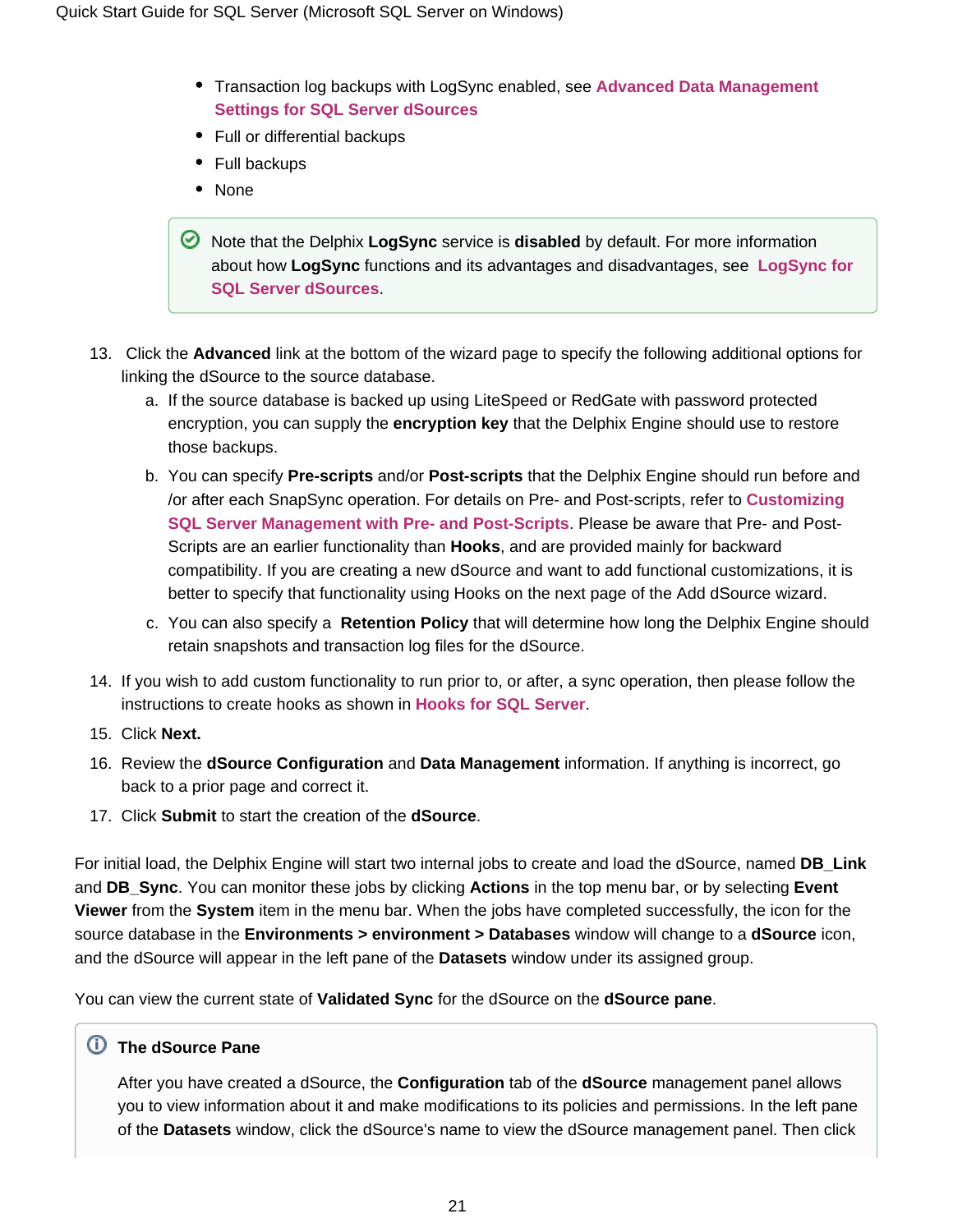- Transaction log backups with LogSync enabled, see **Advanced Data Management Settings for SQL Server dSources**
- Full or differential backups
- Full backups
- None

> Note that the Delphix **LogSync** service is **disabled** by default. For more information about how **LogSync** functions and its advantages and disadvantages, see **LogSync for SQL Server dSources**.

13. Click the **Advanced** link at the bottom of the wizard page to specify the following additional options for linking the dSource to the source database.
    a. If the source database is backed up using LiteSpeed or RedGate with password protected encryption, you can supply the **encryption key** that the Delphix Engine should use to restore those backups.
    b. You can specify **Pre-scripts** and/or **Post-scripts** that the Delphix Engine should run before and /or after each SnapSync operation. For details on Pre- and Post-scripts, refer to **Customizing SQL Server Management with Pre- and Post-Scripts**. Please be aware that Pre- and Post-Scripts are an earlier functionality than **Hooks**, and are provided mainly for backward compatibility. If you are creating a new dSource and want to add functional customizations, it is better to specify that functionality using Hooks on the next page of the Add dSource wizard.
    c. You can also specify a **Retention Policy** that will determine how long the Delphix Engine should retain snapshots and transaction log files for the dSource.
14. If you wish to add custom functionality to run prior to, or after, a sync operation, then please follow the instructions to create hooks as shown in **Hooks for SQL Server**.
15. Click **Next.**
16. Review the **dSource Configuration** and **Data Management** information. If anything is incorrect, go back to a prior page and correct it.
17. Click **Submit** to start the creation of the **dSource**.

For initial load, the Delphix Engine will start two internal jobs to create and load the dSource, named **DB_Link** and **DB_Sync**. You can monitor these jobs by clicking **Actions** in the top menu bar, or by selecting **Event Viewer** from the **System** item in the menu bar. When the jobs have completed successfully, the icon for the source database in the **Environments > environment > Databases** window will change to a **dSource** icon, and the dSource will appear in the left pane of the **Datasets** window under its assigned group.

You can view the current state of **Validated Sync** for the dSource on the **dSource pane**.

> **The dSource Pane**
>
> After you have created a dSource, the **Configuration** tab of the **dSource** management panel allows you to view information about it and make modifications to its policies and permissions. In the left pane of the **Datasets** window, click the dSource's name to view the dSource management panel. Then click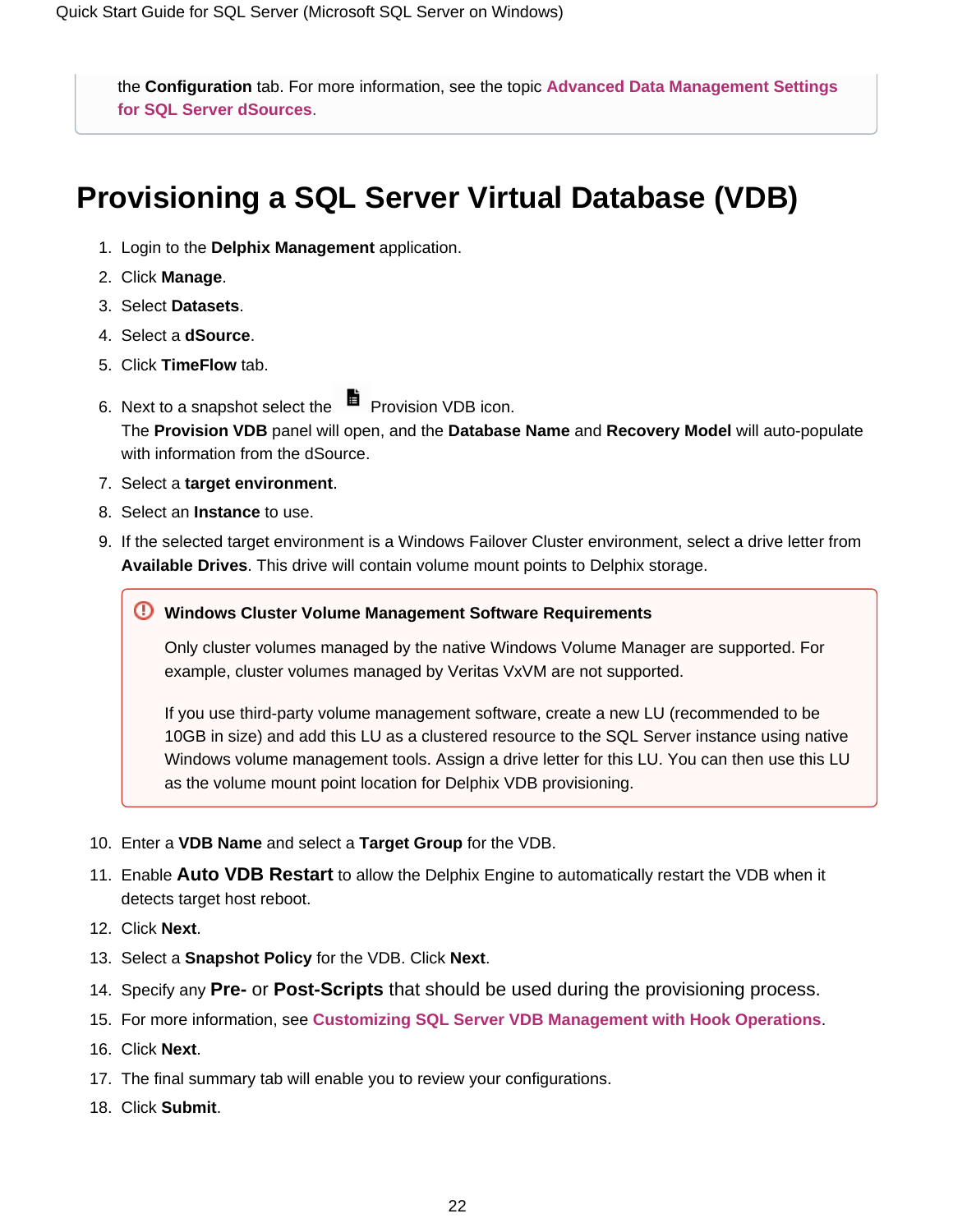the **Configuration** tab. For more information, see the topic **Advanced Data Management Settings for SQL Server dSources**.

# Provisioning a SQL Server Virtual Database (VDB)

1. Login to the **Delphix Management** application.
2. Click **Manage**.
3. Select **Datasets**.
4. Select a **dSource**.
5. Click **TimeFlow** tab.
6. Next to a snapshot select the Provision VDB icon.
   The **Provision VDB** panel will open, and the **Database Name** and **Recovery Model** will auto-populate with information from the dSource.
7. Select a **target environment**.
8. Select an **Instance** to use.
9. If the selected target environment is a Windows Failover Cluster environment, select a drive letter from **Available Drives**. This drive will contain volume mount points to Delphix storage.

   > **Windows Cluster Volume Management Software Requirements**
   >
   > Only cluster volumes managed by the native Windows Volume Manager are supported. For example, cluster volumes managed by Veritas VxVM are not supported.
   >
   > If you use third-party volume management software, create a new LU (recommended to be 10GB in size) and add this LU as a clustered resource to the SQL Server instance using native Windows volume management tools. Assign a drive letter for this LU. You can then use this LU as the volume mount point location for Delphix VDB provisioning.

10. Enter a **VDB Name** and select a **Target Group** for the VDB.
11. Enable **Auto VDB Restart** to allow the Delphix Engine to automatically restart the VDB when it detects target host reboot.
12. Click **Next**.
13. Select a **Snapshot Policy** for the VDB. Click **Next**.
14. Specify any **Pre-** or **Post-Scripts** that should be used during the provisioning process.
15. For more information, see **Customizing SQL Server VDB Management with Hook Operations**.
16. Click **Next**.
17. The final summary tab will enable you to review your configurations.
18. Click **Submit**.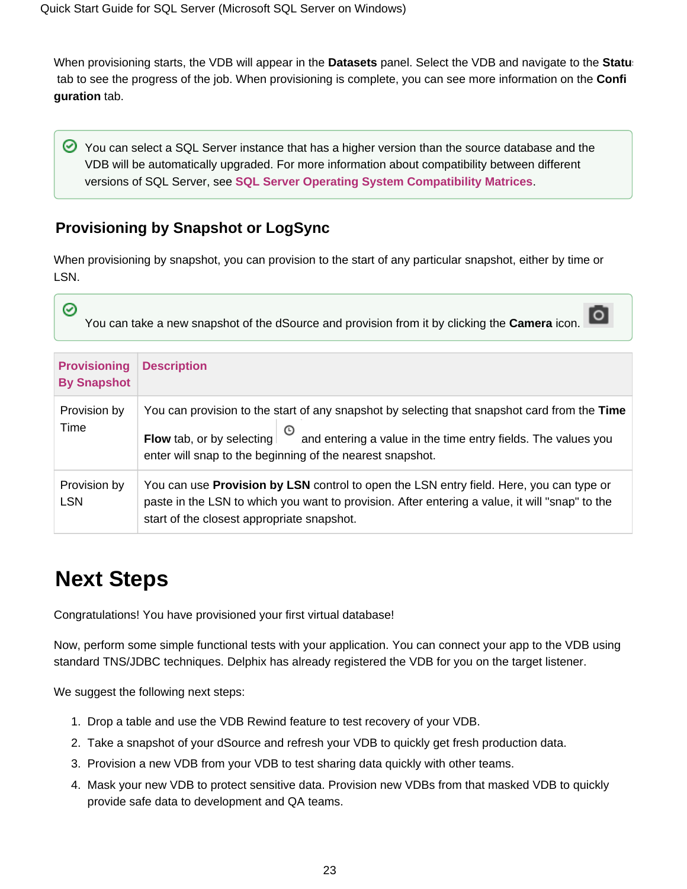When provisioning starts, the VDB will appear in the **Datasets** panel. Select the VDB and navigate to the **Status** tab to see the progress of the job. When provisioning is complete, you can see more information on the **Configuration** tab.

> You can select a SQL Server instance that has a higher version than the source database and the VDB will be automatically upgraded. For more information about compatibility between different versions of SQL Server, see **SQL Server Operating System Compatibility Matrices**.

### Provisioning by Snapshot or LogSync

When provisioning by snapshot, you can provision to the start of any particular snapshot, either by time or LSN.

> You can take a new snapshot of the dSource and provision from it by clicking the **Camera** icon.

| Provisioning By Snapshot | Description |
|---|---|
| Provision by Time | You can provision to the start of any snapshot by selecting that snapshot card from the **Time Flow** tab, or by selecting and entering a value in the time entry fields. The values you enter will snap to the beginning of the nearest snapshot. |
| Provision by LSN | You can use **Provision by LSN** control to open the LSN entry field. Here, you can type or paste in the LSN to which you want to provision. After entering a value, it will "snap" to the start of the closest appropriate snapshot. |

# Next Steps

Congratulations! You have provisioned your first virtual database!

Now, perform some simple functional tests with your application. You can connect your app to the VDB using standard TNS/JDBC techniques. Delphix has already registered the VDB for you on the target listener.

We suggest the following next steps:

1. Drop a table and use the VDB Rewind feature to test recovery of your VDB.
2. Take a snapshot of your dSource and refresh your VDB to quickly get fresh production data.
3. Provision a new VDB from your VDB to test sharing data quickly with other teams.
4. Mask your new VDB to protect sensitive data. Provision new VDBs from that masked VDB to quickly provide safe data to development and QA teams.